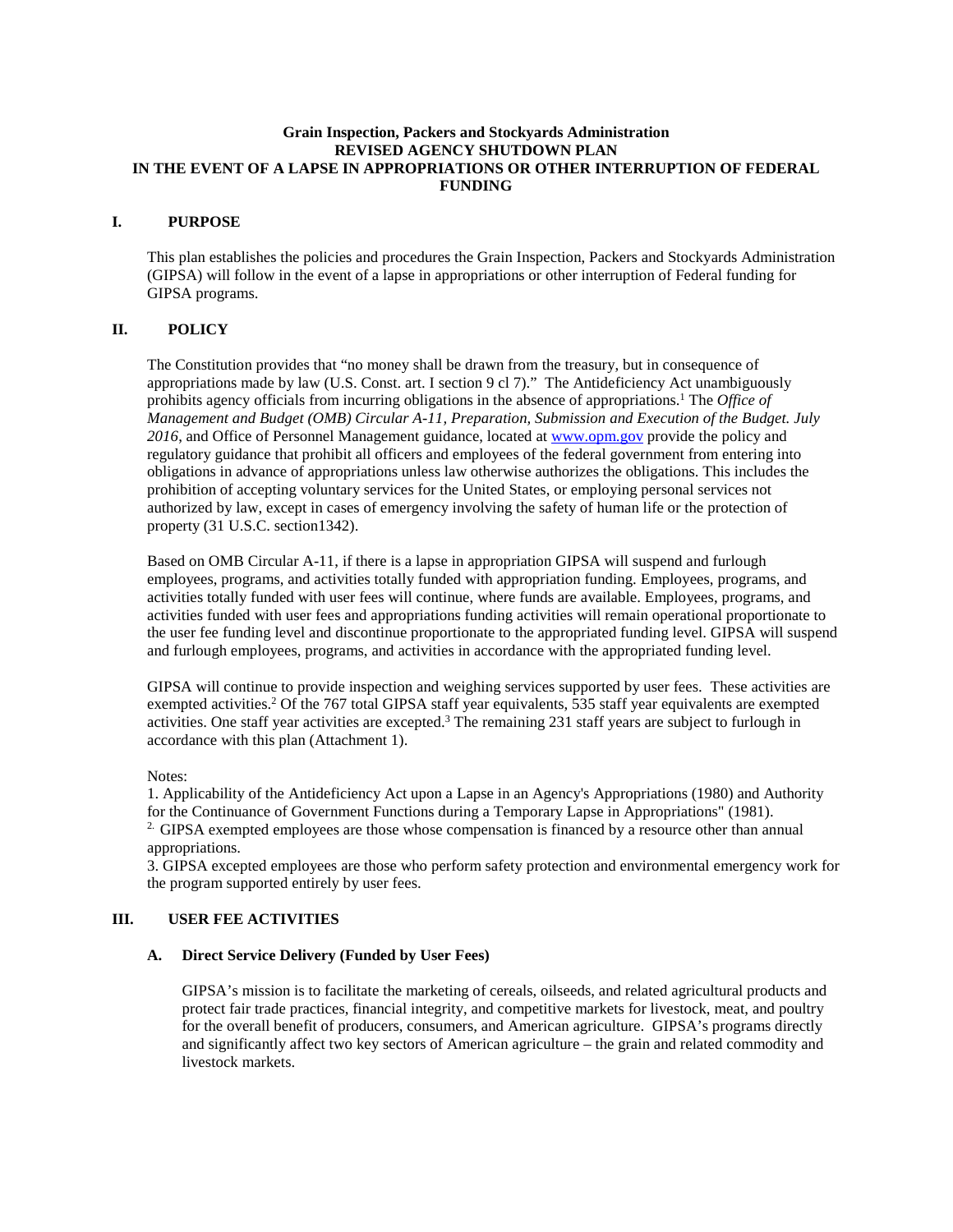**Grain Inspection, Packers and Stockyards Administration**
**REVISED AGENCY SHUTDOWN PLAN**
**IN THE EVENT OF A LAPSE IN APPROPRIATIONS OR OTHER INTERRUPTION OF FEDERAL FUNDING**

## I. PURPOSE

This plan establishes the policies and procedures the Grain Inspection, Packers and Stockyards Administration (GIPSA) will follow in the event of a lapse in appropriations or other interruption of Federal funding for GIPSA programs.

## II. POLICY

The Constitution provides that "no money shall be drawn from the treasury, but in consequence of appropriations made by law (U.S. Const. art. I section 9 cl 7)." The Antideficiency Act unambiguously prohibits agency officials from incurring obligations in the absence of appropriations.[1] The *Office of Management and Budget (OMB) Circular A-11, Preparation, Submission and Execution of the Budget. July 2016*, and Office of Personnel Management guidance, located at www.opm.gov provide the policy and regulatory guidance that prohibit all officers and employees of the federal government from entering into obligations in advance of appropriations unless law otherwise authorizes the obligations. This includes the prohibition of accepting voluntary services for the United States, or employing personal services not authorized by law, except in cases of emergency involving the safety of human life or the protection of property (31 U.S.C. section1342).

Based on OMB Circular A-11, if there is a lapse in appropriation GIPSA will suspend and furlough employees, programs, and activities totally funded with appropriation funding. Employees, programs, and activities totally funded with user fees will continue, where funds are available. Employees, programs, and activities funded with user fees and appropriations funding activities will remain operational proportionate to the user fee funding level and discontinue proportionate to the appropriated funding level. GIPSA will suspend and furlough employees, programs, and activities in accordance with the appropriated funding level.

GIPSA will continue to provide inspection and weighing services supported by user fees. These activities are exempted activities.[2] Of the 767 total GIPSA staff year equivalents, 535 staff year equivalents are exempted activities. One staff year activities are excepted.[3] The remaining 231 staff years are subject to furlough in accordance with this plan (Attachment 1).

Notes:

1. Applicability of the Antideficiency Act upon a Lapse in an Agency's Appropriations (1980) and Authority for the Continuance of Government Functions during a Temporary Lapse in Appropriations" (1981).
2. GIPSA exempted employees are those whose compensation is financed by a resource other than annual appropriations.
3. GIPSA excepted employees are those who perform safety protection and environmental emergency work for the program supported entirely by user fees.

## III. USER FEE ACTIVITIES

### A. Direct Service Delivery (Funded by User Fees)

GIPSA's mission is to facilitate the marketing of cereals, oilseeds, and related agricultural products and protect fair trade practices, financial integrity, and competitive markets for livestock, meat, and poultry for the overall benefit of producers, consumers, and American agriculture. GIPSA's programs directly and significantly affect two key sectors of American agriculture – the grain and related commodity and livestock markets.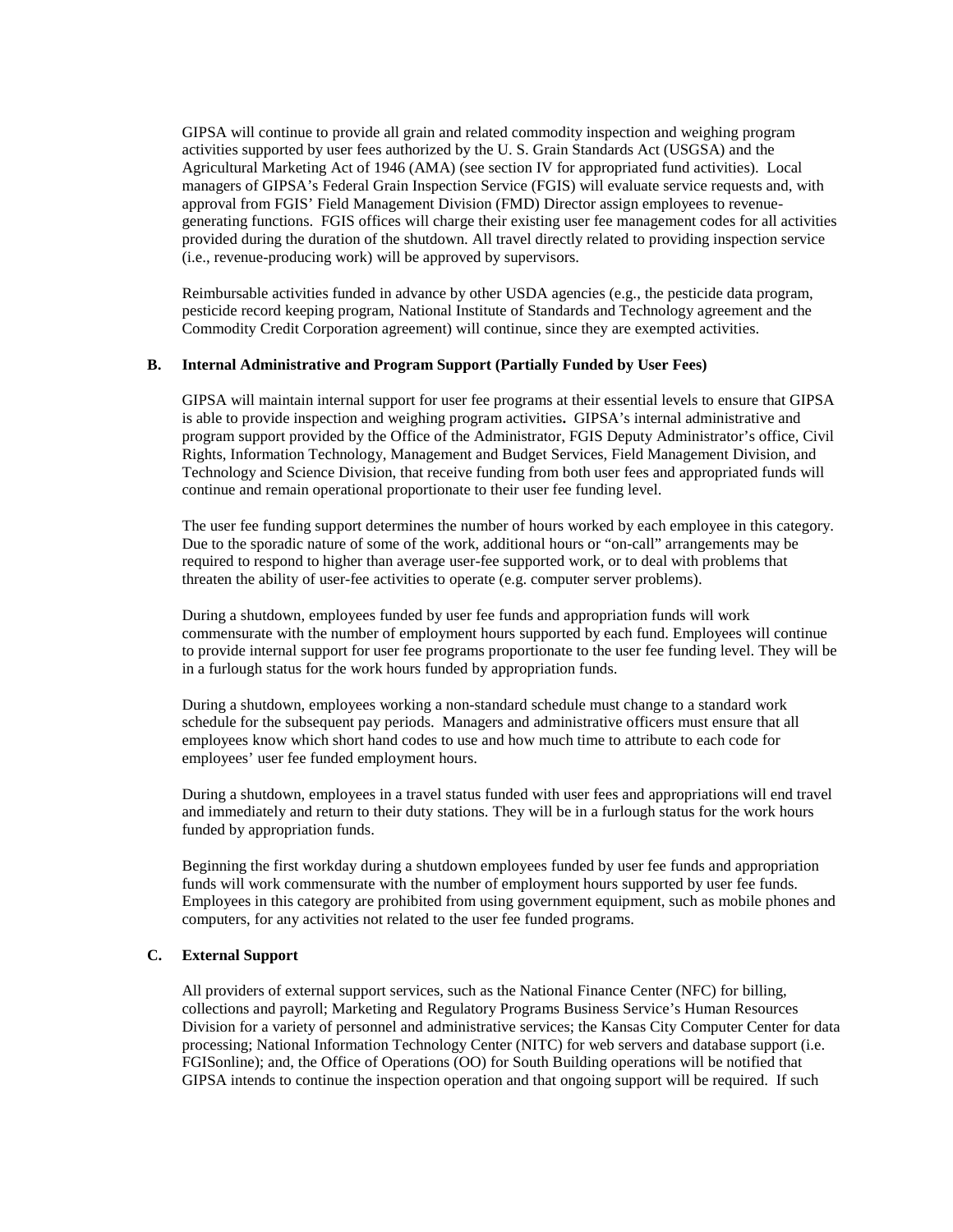GIPSA will continue to provide all grain and related commodity inspection and weighing program activities supported by user fees authorized by the U. S. Grain Standards Act (USGSA) and the Agricultural Marketing Act of 1946 (AMA) (see section IV for appropriated fund activities). Local managers of GIPSA's Federal Grain Inspection Service (FGIS) will evaluate service requests and, with approval from FGIS' Field Management Division (FMD) Director assign employees to revenue-generating functions. FGIS offices will charge their existing user fee management codes for all activities provided during the duration of the shutdown. All travel directly related to providing inspection service (i.e., revenue-producing work) will be approved by supervisors.

Reimbursable activities funded in advance by other USDA agencies (e.g., the pesticide data program, pesticide record keeping program, National Institute of Standards and Technology agreement and the Commodity Credit Corporation agreement) will continue, since they are exempted activities.

### B. Internal Administrative and Program Support (Partially Funded by User Fees)

GIPSA will maintain internal support for user fee programs at their essential levels to ensure that GIPSA is able to provide inspection and weighing program activities**.** GIPSA's internal administrative and program support provided by the Office of the Administrator, FGIS Deputy Administrator's office, Civil Rights, Information Technology, Management and Budget Services, Field Management Division, and Technology and Science Division, that receive funding from both user fees and appropriated funds will continue and remain operational proportionate to their user fee funding level.

The user fee funding support determines the number of hours worked by each employee in this category. Due to the sporadic nature of some of the work, additional hours or "on-call" arrangements may be required to respond to higher than average user-fee supported work, or to deal with problems that threaten the ability of user-fee activities to operate (e.g. computer server problems).

During a shutdown, employees funded by user fee funds and appropriation funds will work commensurate with the number of employment hours supported by each fund. Employees will continue to provide internal support for user fee programs proportionate to the user fee funding level. They will be in a furlough status for the work hours funded by appropriation funds.

During a shutdown, employees working a non-standard schedule must change to a standard work schedule for the subsequent pay periods. Managers and administrative officers must ensure that all employees know which short hand codes to use and how much time to attribute to each code for employees' user fee funded employment hours.

During a shutdown, employees in a travel status funded with user fees and appropriations will end travel and immediately and return to their duty stations. They will be in a furlough status for the work hours funded by appropriation funds.

Beginning the first workday during a shutdown employees funded by user fee funds and appropriation funds will work commensurate with the number of employment hours supported by user fee funds. Employees in this category are prohibited from using government equipment, such as mobile phones and computers, for any activities not related to the user fee funded programs.

### C. External Support

All providers of external support services, such as the National Finance Center (NFC) for billing, collections and payroll; Marketing and Regulatory Programs Business Service's Human Resources Division for a variety of personnel and administrative services; the Kansas City Computer Center for data processing; National Information Technology Center (NITC) for web servers and database support (i.e. FGISonline); and, the Office of Operations (OO) for South Building operations will be notified that GIPSA intends to continue the inspection operation and that ongoing support will be required. If such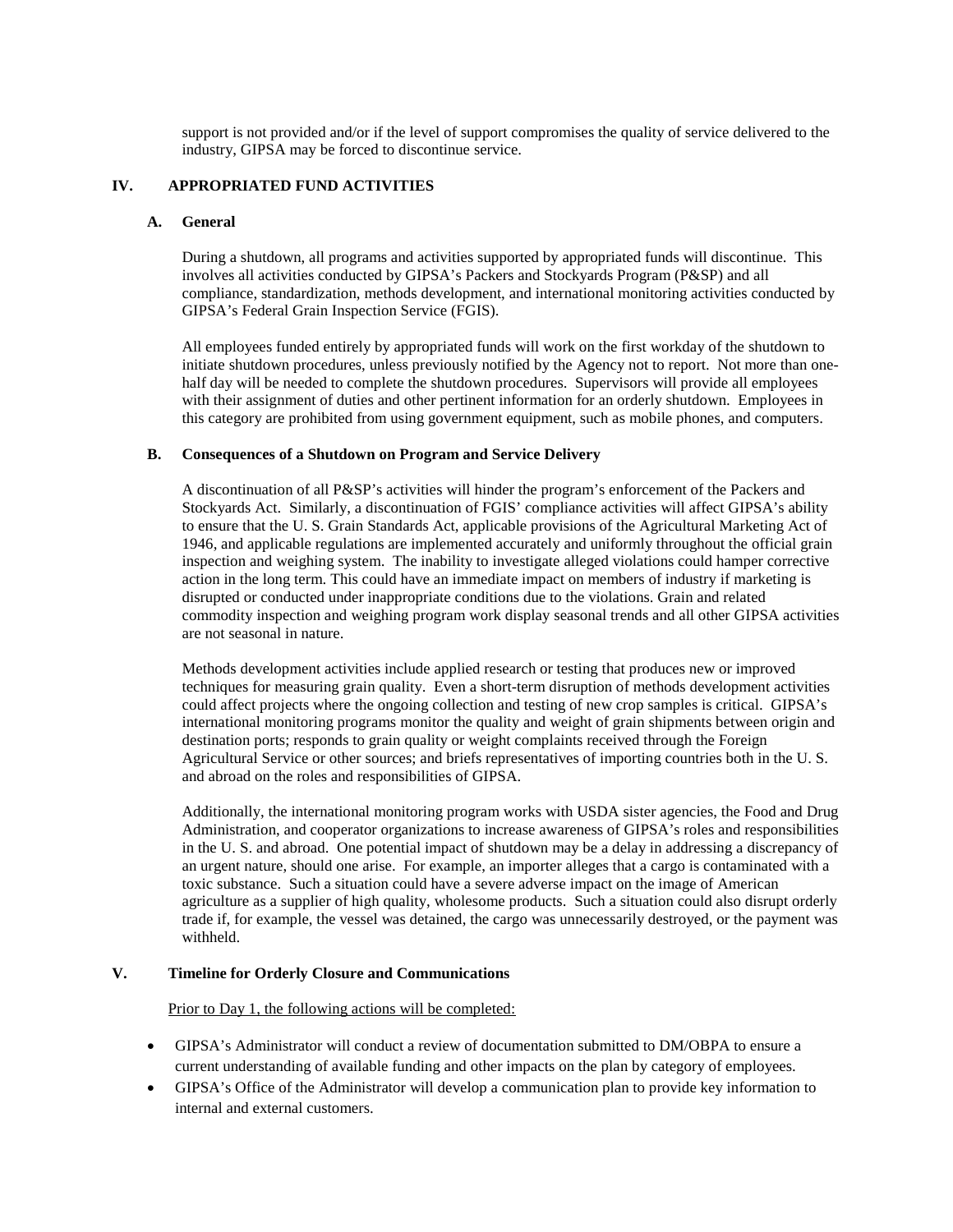support is not provided and/or if the level of support compromises the quality of service delivered to the industry, GIPSA may be forced to discontinue service.

## IV. APPROPRIATED FUND ACTIVITIES

### A. General

During a shutdown, all programs and activities supported by appropriated funds will discontinue. This involves all activities conducted by GIPSA's Packers and Stockyards Program (P&SP) and all compliance, standardization, methods development, and international monitoring activities conducted by GIPSA's Federal Grain Inspection Service (FGIS).

All employees funded entirely by appropriated funds will work on the first workday of the shutdown to initiate shutdown procedures, unless previously notified by the Agency not to report. Not more than one-half day will be needed to complete the shutdown procedures. Supervisors will provide all employees with their assignment of duties and other pertinent information for an orderly shutdown. Employees in this category are prohibited from using government equipment, such as mobile phones, and computers.

### B. Consequences of a Shutdown on Program and Service Delivery

A discontinuation of all P&SP's activities will hinder the program's enforcement of the Packers and Stockyards Act. Similarly, a discontinuation of FGIS' compliance activities will affect GIPSA's ability to ensure that the U. S. Grain Standards Act, applicable provisions of the Agricultural Marketing Act of 1946, and applicable regulations are implemented accurately and uniformly throughout the official grain inspection and weighing system. The inability to investigate alleged violations could hamper corrective action in the long term. This could have an immediate impact on members of industry if marketing is disrupted or conducted under inappropriate conditions due to the violations. Grain and related commodity inspection and weighing program work display seasonal trends and all other GIPSA activities are not seasonal in nature.

Methods development activities include applied research or testing that produces new or improved techniques for measuring grain quality. Even a short-term disruption of methods development activities could affect projects where the ongoing collection and testing of new crop samples is critical. GIPSA's international monitoring programs monitor the quality and weight of grain shipments between origin and destination ports; responds to grain quality or weight complaints received through the Foreign Agricultural Service or other sources; and briefs representatives of importing countries both in the U. S. and abroad on the roles and responsibilities of GIPSA.

Additionally, the international monitoring program works with USDA sister agencies, the Food and Drug Administration, and cooperator organizations to increase awareness of GIPSA's roles and responsibilities in the U. S. and abroad. One potential impact of shutdown may be a delay in addressing a discrepancy of an urgent nature, should one arise. For example, an importer alleges that a cargo is contaminated with a toxic substance. Such a situation could have a severe adverse impact on the image of American agriculture as a supplier of high quality, wholesome products. Such a situation could also disrupt orderly trade if, for example, the vessel was detained, the cargo was unnecessarily destroyed, or the payment was withheld.

## V. Timeline for Orderly Closure and Communications

Prior to Day 1, the following actions will be completed:

- GIPSA's Administrator will conduct a review of documentation submitted to DM/OBPA to ensure a current understanding of available funding and other impacts on the plan by category of employees.
- GIPSA's Office of the Administrator will develop a communication plan to provide key information to internal and external customers.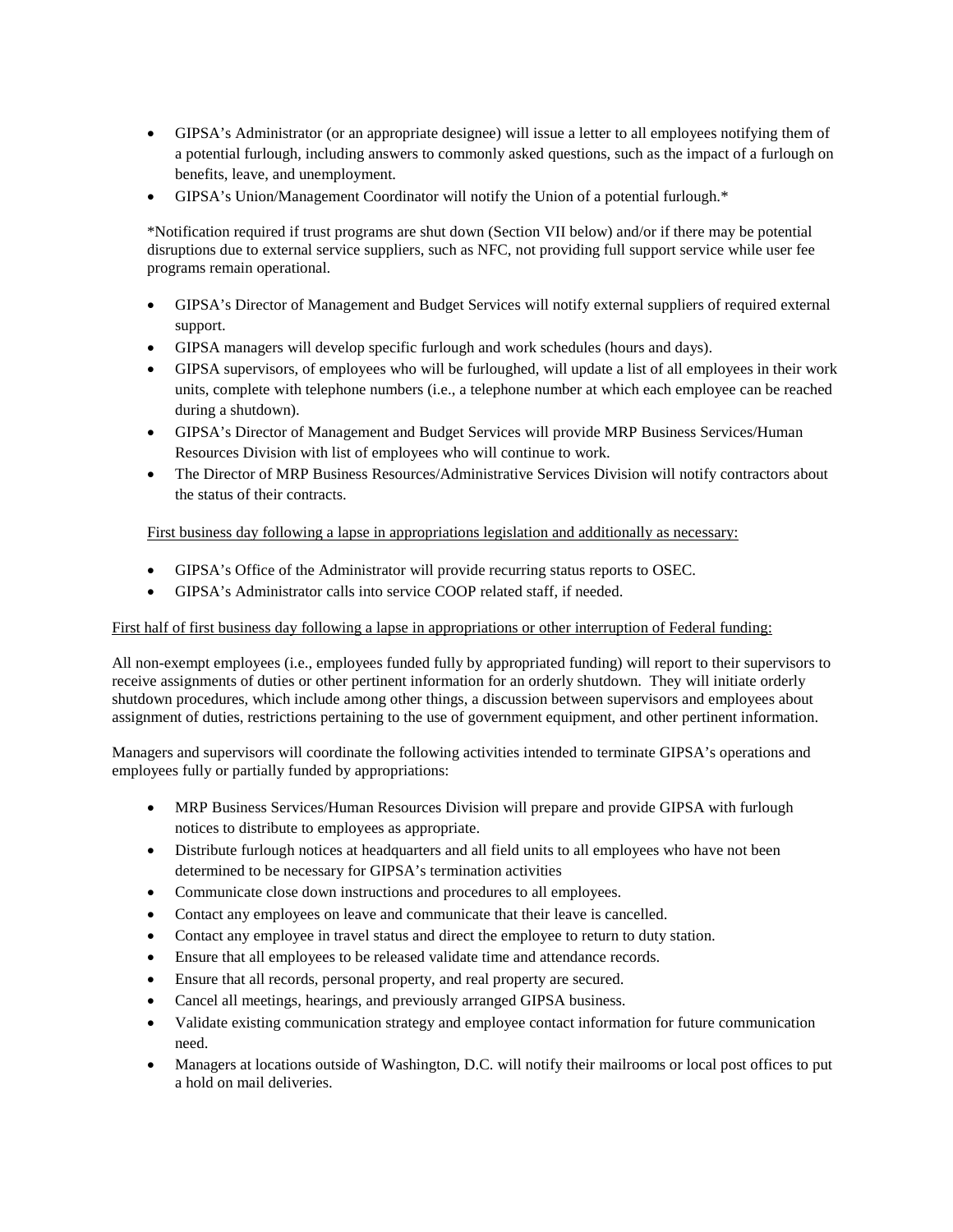- GIPSA's Administrator (or an appropriate designee) will issue a letter to all employees notifying them of a potential furlough, including answers to commonly asked questions, such as the impact of a furlough on benefits, leave, and unemployment.
- GIPSA's Union/Management Coordinator will notify the Union of a potential furlough.*

*Notification required if trust programs are shut down (Section VII below) and/or if there may be potential disruptions due to external service suppliers, such as NFC, not providing full support service while user fee programs remain operational.

- GIPSA's Director of Management and Budget Services will notify external suppliers of required external support.
- GIPSA managers will develop specific furlough and work schedules (hours and days).
- GIPSA supervisors, of employees who will be furloughed, will update a list of all employees in their work units, complete with telephone numbers (i.e., a telephone number at which each employee can be reached during a shutdown).
- GIPSA's Director of Management and Budget Services will provide MRP Business Services/Human Resources Division with list of employees who will continue to work.
- The Director of MRP Business Resources/Administrative Services Division will notify contractors about the status of their contracts.

<u>First business day following a lapse in appropriations legislation and additionally as necessary:</u>

- GIPSA's Office of the Administrator will provide recurring status reports to OSEC.
- GIPSA's Administrator calls into service COOP related staff, if needed.

<u>First half of first business day following a lapse in appropriations or other interruption of Federal funding:</u>

All non-exempt employees (i.e., employees funded fully by appropriated funding) will report to their supervisors to receive assignments of duties or other pertinent information for an orderly shutdown. They will initiate orderly shutdown procedures, which include among other things, a discussion between supervisors and employees about assignment of duties, restrictions pertaining to the use of government equipment, and other pertinent information.

Managers and supervisors will coordinate the following activities intended to terminate GIPSA's operations and employees fully or partially funded by appropriations:

- MRP Business Services/Human Resources Division will prepare and provide GIPSA with furlough notices to distribute to employees as appropriate.
- Distribute furlough notices at headquarters and all field units to all employees who have not been determined to be necessary for GIPSA's termination activities
- Communicate close down instructions and procedures to all employees.
- Contact any employees on leave and communicate that their leave is cancelled.
- Contact any employee in travel status and direct the employee to return to duty station.
- Ensure that all employees to be released validate time and attendance records.
- Ensure that all records, personal property, and real property are secured.
- Cancel all meetings, hearings, and previously arranged GIPSA business.
- Validate existing communication strategy and employee contact information for future communication need.
- Managers at locations outside of Washington, D.C. will notify their mailrooms or local post offices to put a hold on mail deliveries.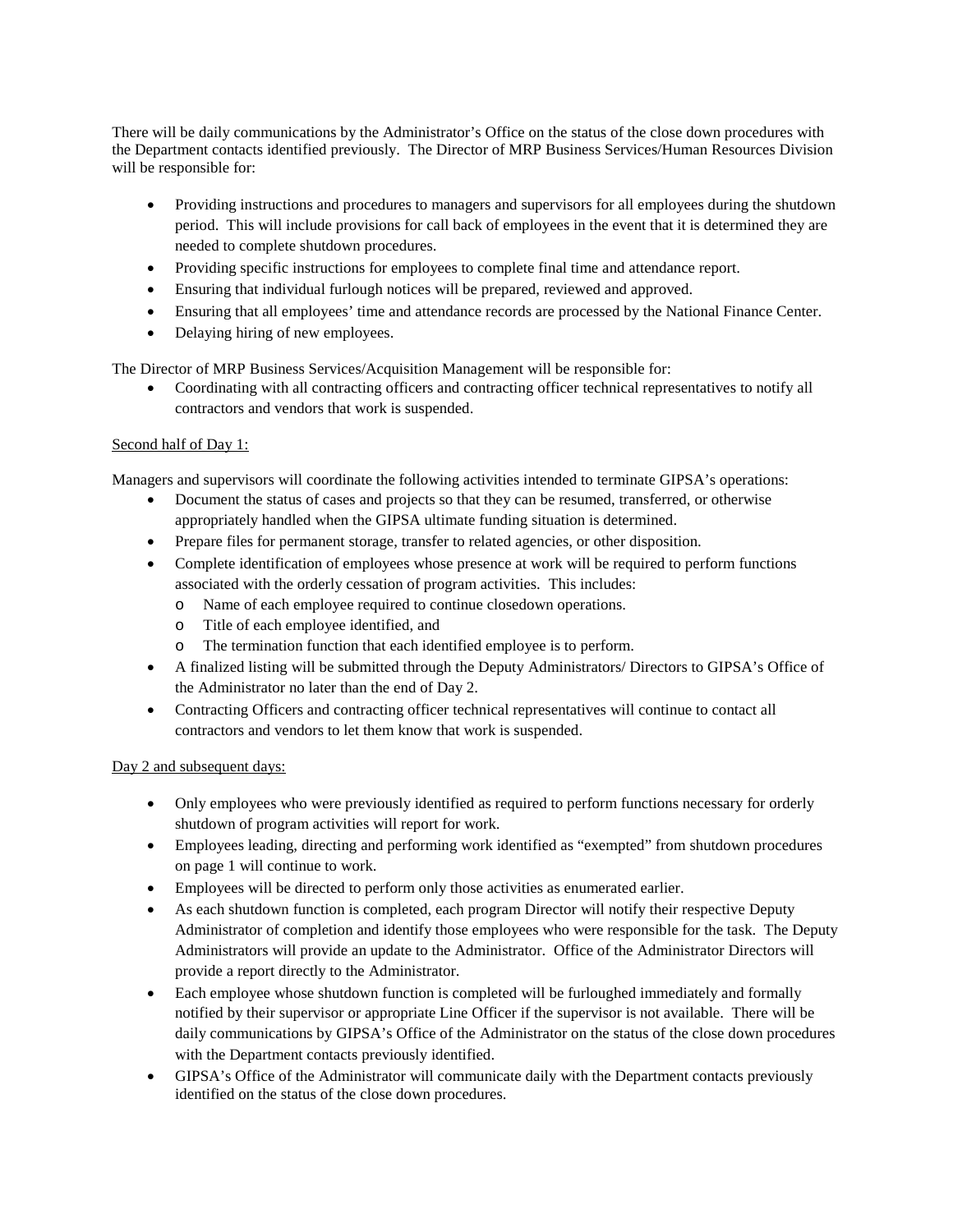There will be daily communications by the Administrator's Office on the status of the close down procedures with the Department contacts identified previously. The Director of MRP Business Services/Human Resources Division will be responsible for:

- Providing instructions and procedures to managers and supervisors for all employees during the shutdown period. This will include provisions for call back of employees in the event that it is determined they are needed to complete shutdown procedures.
- Providing specific instructions for employees to complete final time and attendance report.
- Ensuring that individual furlough notices will be prepared, reviewed and approved.
- Ensuring that all employees' time and attendance records are processed by the National Finance Center.
- Delaying hiring of new employees.

The Director of MRP Business Services/Acquisition Management will be responsible for:

- Coordinating with all contracting officers and contracting officer technical representatives to notify all contractors and vendors that work is suspended.

<u>Second half of Day 1:</u>

Managers and supervisors will coordinate the following activities intended to terminate GIPSA's operations:

- Document the status of cases and projects so that they can be resumed, transferred, or otherwise appropriately handled when the GIPSA ultimate funding situation is determined.
- Prepare files for permanent storage, transfer to related agencies, or other disposition.
- Complete identification of employees whose presence at work will be required to perform functions associated with the orderly cessation of program activities. This includes:
  - Name of each employee required to continue closedown operations.
  - Title of each employee identified, and
  - The termination function that each identified employee is to perform.
- A finalized listing will be submitted through the Deputy Administrators/ Directors to GIPSA's Office of the Administrator no later than the end of Day 2.
- Contracting Officers and contracting officer technical representatives will continue to contact all contractors and vendors to let them know that work is suspended.

<u>Day 2 and subsequent days:</u>

- Only employees who were previously identified as required to perform functions necessary for orderly shutdown of program activities will report for work.
- Employees leading, directing and performing work identified as "exempted" from shutdown procedures on page 1 will continue to work.
- Employees will be directed to perform only those activities as enumerated earlier.
- As each shutdown function is completed, each program Director will notify their respective Deputy Administrator of completion and identify those employees who were responsible for the task. The Deputy Administrators will provide an update to the Administrator. Office of the Administrator Directors will provide a report directly to the Administrator.
- Each employee whose shutdown function is completed will be furloughed immediately and formally notified by their supervisor or appropriate Line Officer if the supervisor is not available. There will be daily communications by GIPSA's Office of the Administrator on the status of the close down procedures with the Department contacts previously identified.
- GIPSA's Office of the Administrator will communicate daily with the Department contacts previously identified on the status of the close down procedures.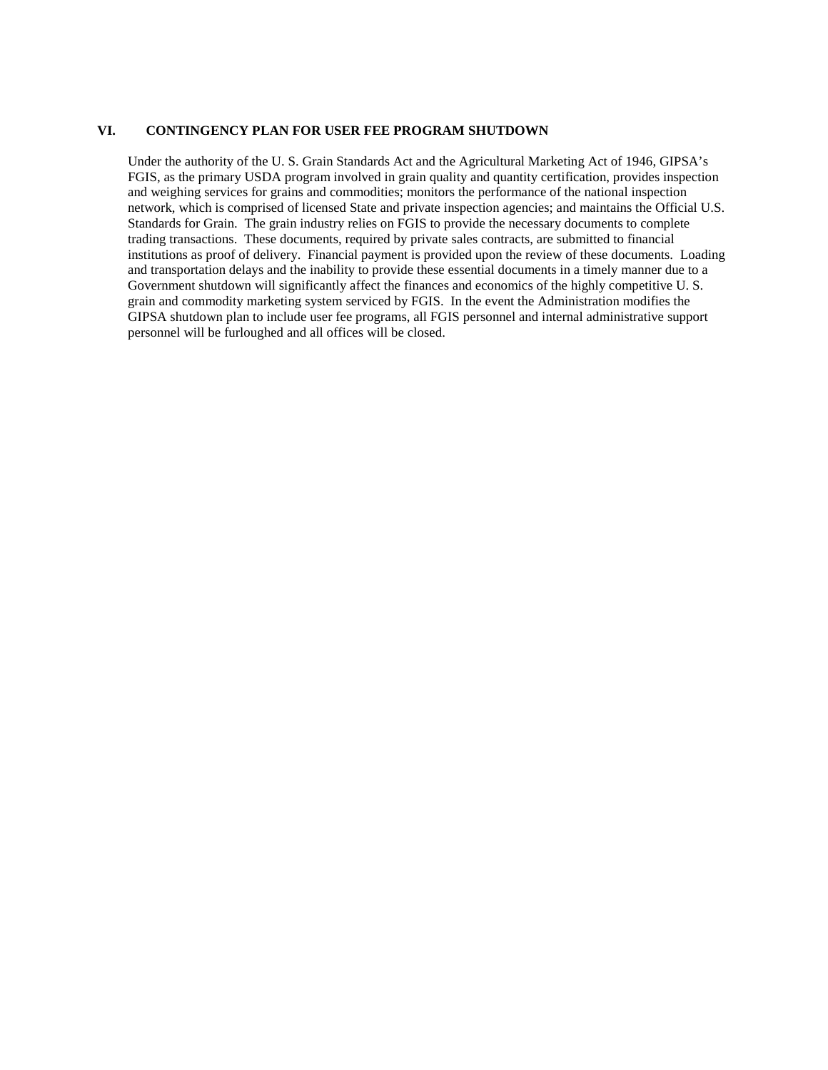## VI. CONTINGENCY PLAN FOR USER FEE PROGRAM SHUTDOWN

Under the authority of the U. S. Grain Standards Act and the Agricultural Marketing Act of 1946, GIPSA's FGIS, as the primary USDA program involved in grain quality and quantity certification, provides inspection and weighing services for grains and commodities; monitors the performance of the national inspection network, which is comprised of licensed State and private inspection agencies; and maintains the Official U.S. Standards for Grain. The grain industry relies on FGIS to provide the necessary documents to complete trading transactions. These documents, required by private sales contracts, are submitted to financial institutions as proof of delivery. Financial payment is provided upon the review of these documents. Loading and transportation delays and the inability to provide these essential documents in a timely manner due to a Government shutdown will significantly affect the finances and economics of the highly competitive U. S. grain and commodity marketing system serviced by FGIS. In the event the Administration modifies the GIPSA shutdown plan to include user fee programs, all FGIS personnel and internal administrative support personnel will be furloughed and all offices will be closed.